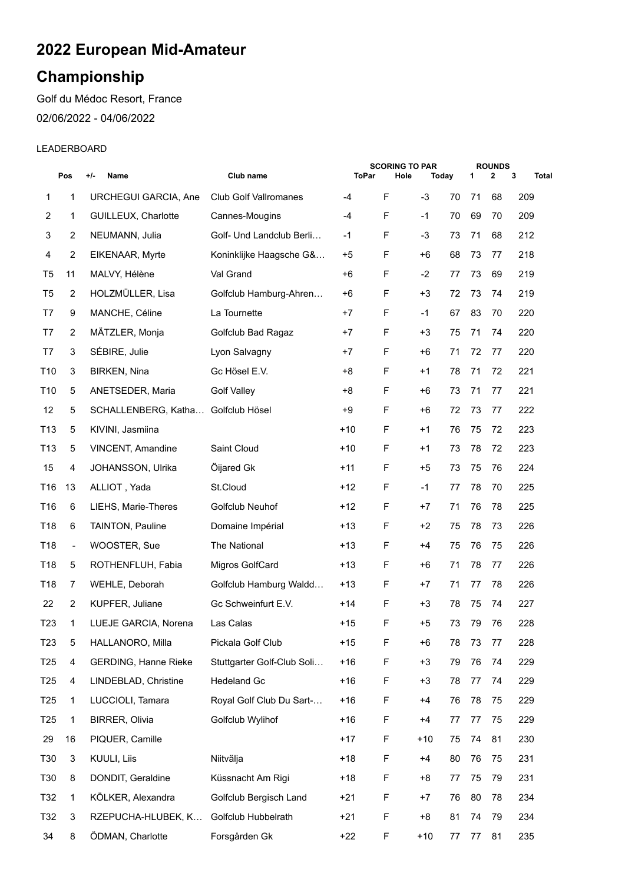# 2022 European Mid-Amateur Championship

Golf du Médoc Resort, France

02/06/2022 - 04/06/2022

LEADERBOARD

| Pos | +/- | Name | Club name | SCORING TO PAR ToPar | Hole | Today | ROUNDS 1 | 2 | 3 | Total |
|---|---|---|---|---|---|---|---|---|---|---|
| 1 | 1 | URCHEGUI GARCIA, Ane | Club Golf Vallromanes | -4 | F | -3 | 70 | 71 | 68 | 209 |
| 2 | 1 | GUILLEUX, Charlotte | Cannes-Mougins | -4 | F | -1 | 70 | 69 | 70 | 209 |
| 3 | 2 | NEUMANN, Julia | Golf- Und Landclub Berli… | -1 | F | -3 | 73 | 71 | 68 | 212 |
| 4 | 2 | EIKENAAR, Myrte | Koninklijke Haagsche G&… | +5 | F | +6 | 68 | 73 | 77 | 218 |
| T5 | 11 | MALVY, Hélène | Val Grand | +6 | F | -2 | 77 | 73 | 69 | 219 |
| T5 | 2 | HOLZMÜLLER, Lisa | Golfclub Hamburg-Ahren… | +6 | F | +3 | 72 | 73 | 74 | 219 |
| T7 | 9 | MANCHE, Céline | La Tournette | +7 | F | -1 | 67 | 83 | 70 | 220 |
| T7 | 2 | MÄTZLER, Monja | Golfclub Bad Ragaz | +7 | F | +3 | 75 | 71 | 74 | 220 |
| T7 | 3 | SÉBIRE, Julie | Lyon Salvagny | +7 | F | +6 | 71 | 72 | 77 | 220 |
| T10 | 3 | BIRKEN, Nina | Gc Hösel E.V. | +8 | F | +1 | 78 | 71 | 72 | 221 |
| T10 | 5 | ANETSEDER, Maria | Golf Valley | +8 | F | +6 | 73 | 71 | 77 | 221 |
| 12 | 5 | SCHALLENBERG, Katha… | Golfclub Hösel | +9 | F | +6 | 72 | 73 | 77 | 222 |
| T13 | 5 | KIVINI, Jasmiina | | +10 | F | +1 | 76 | 75 | 72 | 223 |
| T13 | 5 | VINCENT, Amandine | Saint Cloud | +10 | F | +1 | 73 | 78 | 72 | 223 |
| 15 | 4 | JOHANSSON, Ulrika | Öijared Gk | +11 | F | +5 | 73 | 75 | 76 | 224 |
| T16 | 13 | ALLIOT , Yada | St.Cloud | +12 | F | -1 | 77 | 78 | 70 | 225 |
| T16 | 6 | LIEHS, Marie-Theres | Golfclub Neuhof | +12 | F | +7 | 71 | 76 | 78 | 225 |
| T18 | 6 | TAINTON, Pauline | Domaine Impérial | +13 | F | +2 | 75 | 78 | 73 | 226 |
| T18 | - | WOOSTER, Sue | The National | +13 | F | +4 | 75 | 76 | 75 | 226 |
| T18 | 5 | ROTHENFLUH, Fabia | Migros GolfCard | +13 | F | +6 | 71 | 78 | 77 | 226 |
| T18 | 7 | WEHLE, Deborah | Golfclub Hamburg Waldd… | +13 | F | +7 | 71 | 77 | 78 | 226 |
| 22 | 2 | KUPFER, Juliane | Gc Schweinfurt E.V. | +14 | F | +3 | 78 | 75 | 74 | 227 |
| T23 | 1 | LUEJE GARCIA, Norena | Las Calas | +15 | F | +5 | 73 | 79 | 76 | 228 |
| T23 | 5 | HALLANORO, Milla | Pickala Golf Club | +15 | F | +6 | 78 | 73 | 77 | 228 |
| T25 | 4 | GERDING, Hanne Rieke | Stuttgarter Golf-Club Soli… | +16 | F | +3 | 79 | 76 | 74 | 229 |
| T25 | 4 | LINDEBLAD, Christine | Hedeland Gc | +16 | F | +3 | 78 | 77 | 74 | 229 |
| T25 | 1 | LUCCIOLI, Tamara | Royal Golf Club Du Sart-… | +16 | F | +4 | 76 | 78 | 75 | 229 |
| T25 | 1 | BIRRER, Olivia | Golfclub Wylihof | +16 | F | +4 | 77 | 77 | 75 | 229 |
| 29 | 16 | PIQUER, Camille | | +17 | F | +10 | 75 | 74 | 81 | 230 |
| T30 | 3 | KUULI, Liis | Niitvälja | +18 | F | +4 | 80 | 76 | 75 | 231 |
| T30 | 8 | DONDIT, Geraldine | Küssnacht Am Rigi | +18 | F | +8 | 77 | 75 | 79 | 231 |
| T32 | 1 | KÖLKER, Alexandra | Golfclub Bergisch Land | +21 | F | +7 | 76 | 80 | 78 | 234 |
| T32 | 3 | RZEPUCHA-HLUBEK, K… | Golfclub Hubbelrath | +21 | F | +8 | 81 | 74 | 79 | 234 |
| 34 | 8 | ÖDMAN, Charlotte | Forsgården Gk | +22 | F | +10 | 77 | 77 | 81 | 235 |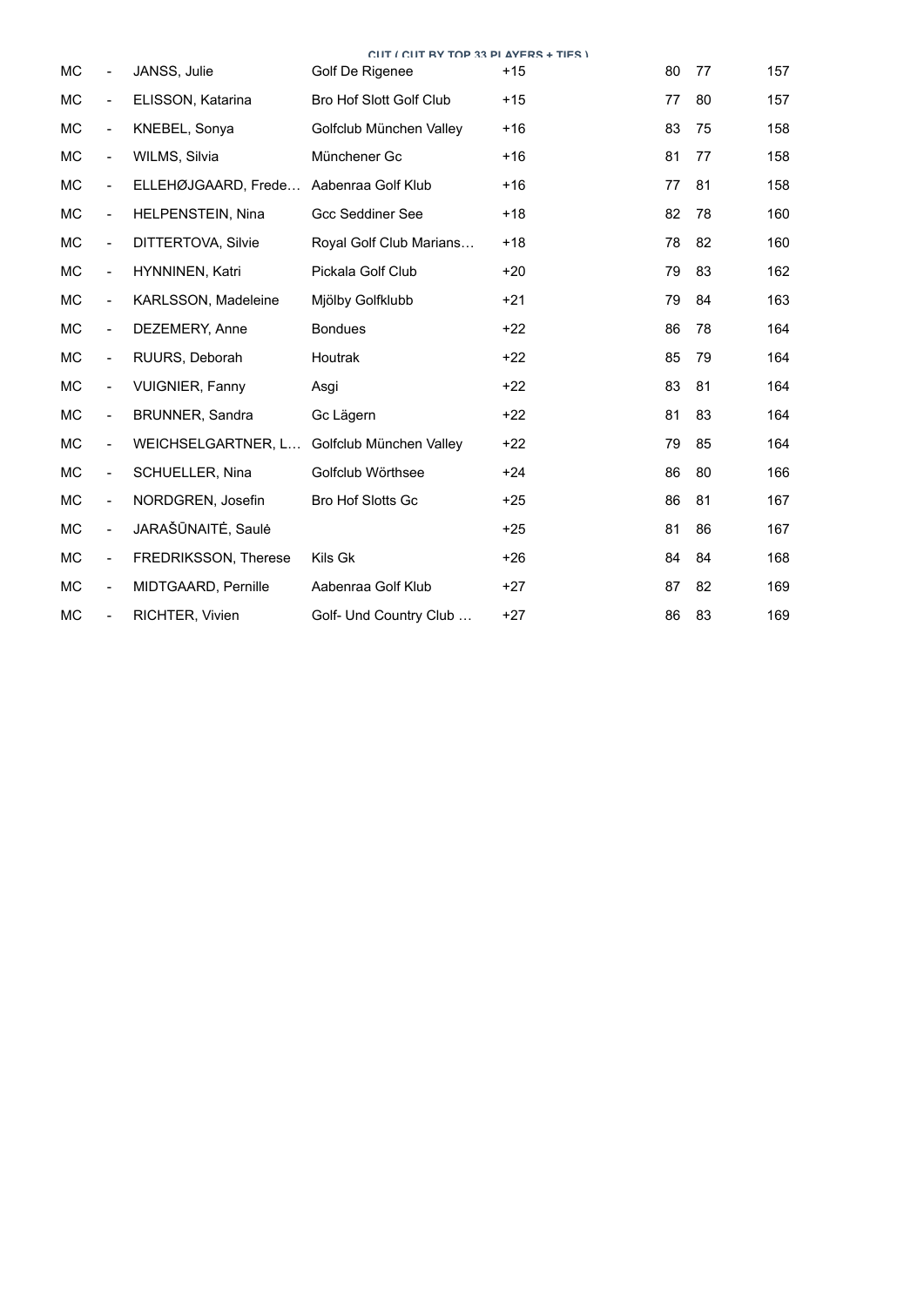CUT ( CUT BY TOP 33 PLAYERS + TIES )

| | | | | | | | |
|---|---|---|---|---|---|---|---|
| MC | - | JANSS, Julie | Golf De Rigenee | +15 | 80 | 77 | 157 |
| MC | - | ELISSON, Katarina | Bro Hof Slott Golf Club | +15 | 77 | 80 | 157 |
| MC | - | KNEBEL, Sonya | Golfclub München Valley | +16 | 83 | 75 | 158 |
| MC | - | WILMS, Silvia | Münchener Gc | +16 | 81 | 77 | 158 |
| MC | - | ELLEHØJGAARD, Frede… | Aabenraa Golf Klub | +16 | 77 | 81 | 158 |
| MC | - | HELPENSTEIN, Nina | Gcc Seddiner See | +18 | 82 | 78 | 160 |
| MC | - | DITTERTOVA, Silvie | Royal Golf Club Marians… | +18 | 78 | 82 | 160 |
| MC | - | HYNNINEN, Katri | Pickala Golf Club | +20 | 79 | 83 | 162 |
| MC | - | KARLSSON, Madeleine | Mjölby Golfklubb | +21 | 79 | 84 | 163 |
| MC | - | DEZEMERY, Anne | Bondues | +22 | 86 | 78 | 164 |
| MC | - | RUURS, Deborah | Houtrak | +22 | 85 | 79 | 164 |
| MC | - | VUIGNIER, Fanny | Asgi | +22 | 83 | 81 | 164 |
| MC | - | BRUNNER, Sandra | Gc Lägern | +22 | 81 | 83 | 164 |
| MC | - | WEICHSELGARTNER, L… | Golfclub München Valley | +22 | 79 | 85 | 164 |
| MC | - | SCHUELLER, Nina | Golfclub Wörthsee | +24 | 86 | 80 | 166 |
| MC | - | NORDGREN, Josefin | Bro Hof Slotts Gc | +25 | 86 | 81 | 167 |
| MC | - | JARAŠŪNAITĖ, Saulė | | +25 | 81 | 86 | 167 |
| MC | - | FREDRIKSSON, Therese | Kils Gk | +26 | 84 | 84 | 168 |
| MC | - | MIDTGAARD, Pernille | Aabenraa Golf Klub | +27 | 87 | 82 | 169 |
| MC | - | RICHTER, Vivien | Golf- Und Country Club … | +27 | 86 | 83 | 169 |